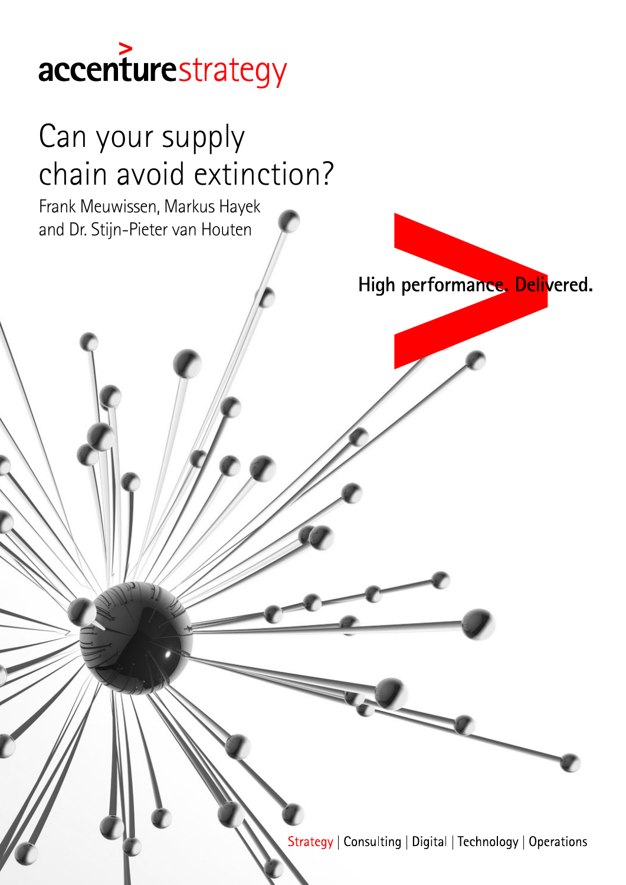accenturestrategy

# Can your supply chain avoid extinction?

Frank Meuwissen, Markus Hayek and Dr. Stijn-Pieter van Houten

High performance. Delivered.

Strategy | Consulting | Digital | Technology | Operations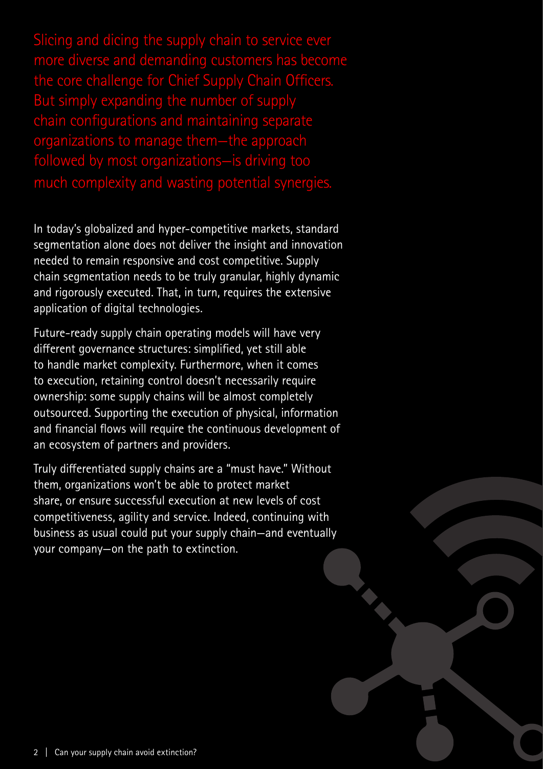**Slicing and dicing the supply chain to service ever more diverse and demanding customers has become the core challenge for Chief Supply Chain Officers. But simply expanding the number of supply chain configurations and maintaining separate organizations to manage them—the approach followed by most organizations—is driving too much complexity and wasting potential synergies.**

In today's globalized and hyper-competitive markets, standard segmentation alone does not deliver the insight and innovation needed to remain responsive and cost competitive. Supply chain segmentation needs to be truly granular, highly dynamic and rigorously executed. That, in turn, requires the extensive application of digital technologies.

Future-ready supply chain operating models will have very different governance structures: simplified, yet still able to handle market complexity. Furthermore, when it comes to execution, retaining control doesn't necessarily require ownership: some supply chains will be almost completely outsourced. Supporting the execution of physical, information and financial flows will require the continuous development of an ecosystem of partners and providers.

Truly differentiated supply chains are a "must have." Without them, organizations won't be able to protect market share, or ensure successful execution at new levels of cost competitiveness, agility and service. Indeed, continuing with business as usual could put your supply chain—and eventually your company—on the path to extinction.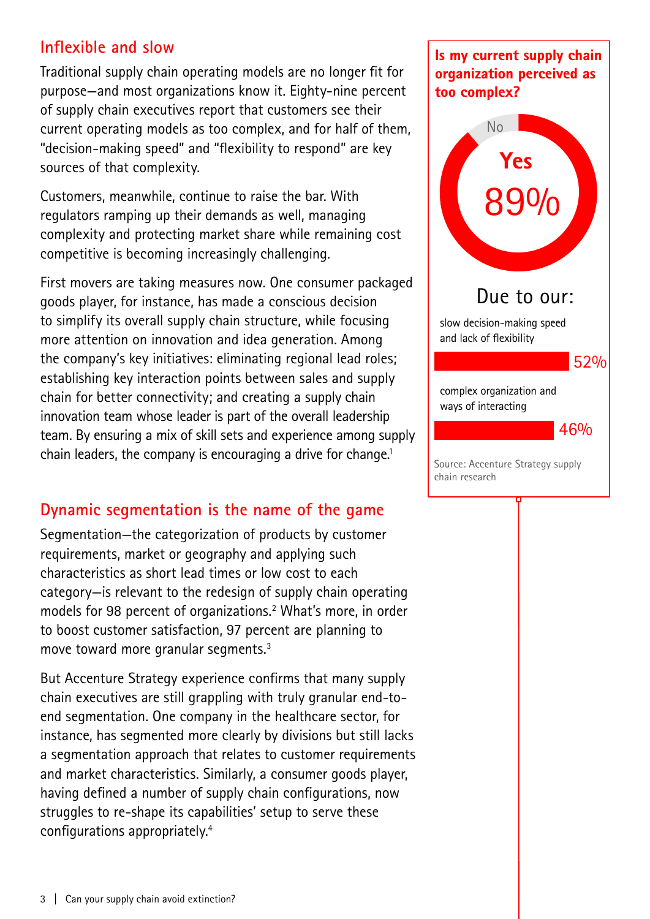## Inflexible and slow

Traditional supply chain operating models are no longer fit for purpose—and most organizations know it. Eighty-nine percent of supply chain executives report that customers see their current operating models as too complex, and for half of them, "decision-making speed" and "flexibility to respond" are key sources of that complexity.

Customers, meanwhile, continue to raise the bar. With regulators ramping up their demands as well, managing complexity and protecting market share while remaining cost competitive is becoming increasingly challenging.

First movers are taking measures now. One consumer packaged goods player, for instance, has made a conscious decision to simplify its overall supply chain structure, while focusing more attention on innovation and idea generation. Among the company's key initiatives: eliminating regional lead roles; establishing key interaction points between sales and supply chain for better connectivity; and creating a supply chain innovation team whose leader is part of the overall leadership team. By ensuring a mix of skill sets and experience among supply chain leaders, the company is encouraging a drive for change.[1]

**Is my current supply chain organization perceived as too complex?**

No

Yes 89%

Due to our:

slow decision-making speed and lack of flexibility — 52%

complex organization and ways of interacting — 46%

Source: Accenture Strategy supply chain research

## Dynamic segmentation is the name of the game

Segmentation—the categorization of products by customer requirements, market or geography and applying such characteristics as short lead times or low cost to each category—is relevant to the redesign of supply chain operating models for 98 percent of organizations.[2] What's more, in order to boost customer satisfaction, 97 percent are planning to move toward more granular segments.[3]

But Accenture Strategy experience confirms that many supply chain executives are still grappling with truly granular end-to-end segmentation. One company in the healthcare sector, for instance, has segmented more clearly by divisions but still lacks a segmentation approach that relates to customer requirements and market characteristics. Similarly, a consumer goods player, having defined a number of supply chain configurations, now struggles to re-shape its capabilities' setup to serve these configurations appropriately.[4]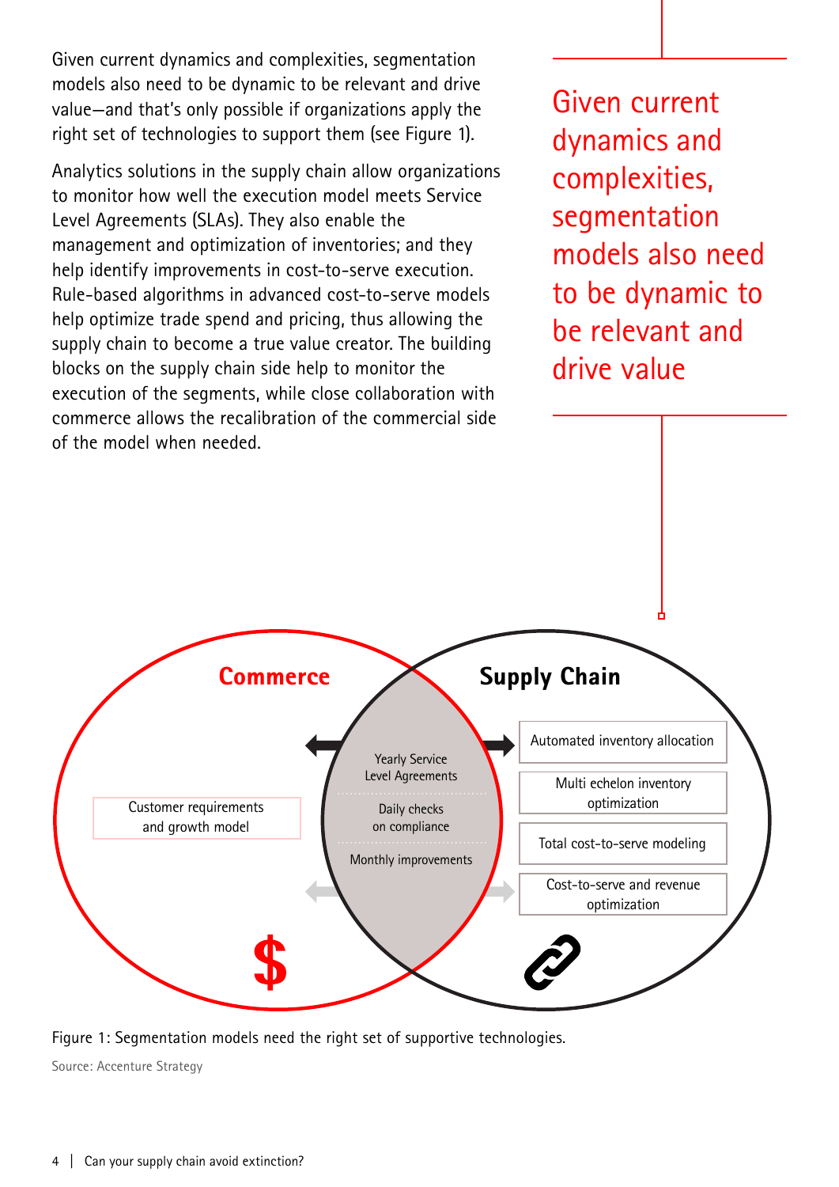Given current dynamics and complexities, segmentation models also need to be dynamic to be relevant and drive value—and that's only possible if organizations apply the right set of technologies to support them (see Figure 1).

Analytics solutions in the supply chain allow organizations to monitor how well the execution model meets Service Level Agreements (SLAs). They also enable the management and optimization of inventories; and they help identify improvements in cost-to-serve execution. Rule-based algorithms in advanced cost-to-serve models help optimize trade spend and pricing, thus allowing the supply chain to become a true value creator. The building blocks on the supply chain side help to monitor the execution of the segments, while close collaboration with commerce allows the recalibration of the commercial side of the model when needed.

> Given current dynamics and complexities, segmentation models also need to be dynamic to be relevant and drive value

**Commerce**

Customer requirements and growth model

Yearly Service Level Agreements

Daily checks on compliance

Monthly improvements

**Supply Chain**

Automated inventory allocation

Multi echelon inventory optimization

Total cost-to-serve modeling

Cost-to-serve and revenue optimization

Figure 1: Segmentation models need the right set of supportive technologies.

Source: Accenture Strategy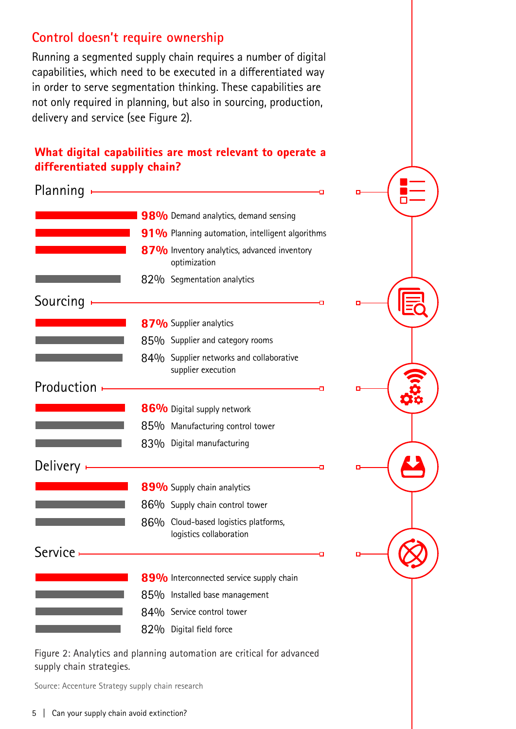## Control doesn't require ownership

Running a segmented supply chain requires a number of digital capabilities, which need to be executed in a differentiated way in order to serve segmentation thinking. These capabilities are not only required in planning, but also in sourcing, production, delivery and service (see Figure 2).

### What digital capabilities are most relevant to operate a differentiated supply chain?

**Planning**

- **98%** Demand analytics, demand sensing
- **91%** Planning automation, intelligent algorithms
- **87%** Inventory analytics, advanced inventory optimization
- 82% Segmentation analytics

**Sourcing**

- **87%** Supplier analytics
- 85% Supplier and category rooms
- 84% Supplier networks and collaborative supplier execution

**Production**

- **86%** Digital supply network
- 85% Manufacturing control tower
- 83% Digital manufacturing

**Delivery**

- **89%** Supply chain analytics
- 86% Supply chain control tower
- 86% Cloud-based logistics platforms, logistics collaboration

**Service**

- **89%** Interconnected service supply chain
- 85% Installed base management
- 84% Service control tower
- 82% Digital field force

Figure 2: Analytics and planning automation are critical for advanced supply chain strategies.

Source: Accenture Strategy supply chain research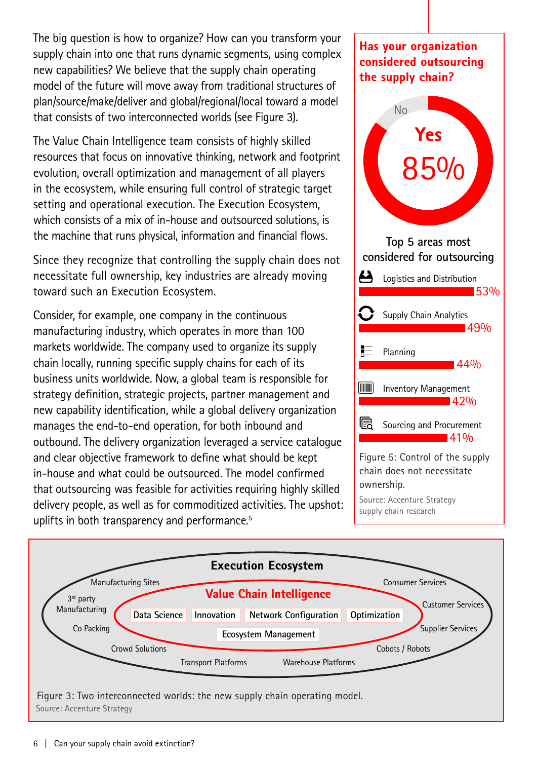The big question is how to organize? How can you transform your supply chain into one that runs dynamic segments, using complex new capabilities? We believe that the supply chain operating model of the future will move away from traditional structures of plan/source/make/deliver and global/regional/local toward a model that consists of two interconnected worlds (see Figure 3).

The Value Chain Intelligence team consists of highly skilled resources that focus on innovative thinking, network and footprint evolution, overall optimization and management of all players in the ecosystem, while ensuring full control of strategic target setting and operational execution. The Execution Ecosystem, which consists of a mix of in-house and outsourced solutions, is the machine that runs physical, information and financial flows.

Since they recognize that controlling the supply chain does not necessitate full ownership, key industries are already moving toward such an Execution Ecosystem.

Consider, for example, one company in the continuous manufacturing industry, which operates in more than 100 markets worldwide. The company used to organize its supply chain locally, running specific supply chains for each of its business units worldwide. Now, a global team is responsible for strategy definition, strategic projects, partner management and new capability identification, while a global delivery organization manages the end-to-end operation, for both inbound and outbound. The delivery organization leveraged a service catalogue and clear objective framework to define what should be kept in-house and what could be outsourced. The model confirmed that outsourcing was feasible for activities requiring highly skilled delivery people, as well as for commoditized activities. The upshot: uplifts in both transparency and performance.[5]

**Has your organization considered outsourcing the supply chain?**

Yes 85%

No

Top 5 areas most considered for outsourcing

| Area | % |
| --- | --- |
| Logistics and Distribution | 53% |
| Supply Chain Analytics | 49% |
| Planning | 44% |
| Inventory Management | 42% |
| Sourcing and Procurement | 41% |

Figure 5: Control of the supply chain does not necessitate ownership.

Source: Accenture Strategy supply chain research

**Execution Ecosystem**

Manufacturing Sites, 3rd party Manufacturing, Co Packing, Crowd Solutions, Transport Platforms, Warehouse Platforms, Cobots / Robots, Supplier Services, Customer Services, Consumer Services

**Value Chain Intelligence**

Data Science, Innovation, Network Configuration, Optimization, Ecosystem Management

Figure 3: Two interconnected worlds: the new supply chain operating model.

Source: Accenture Strategy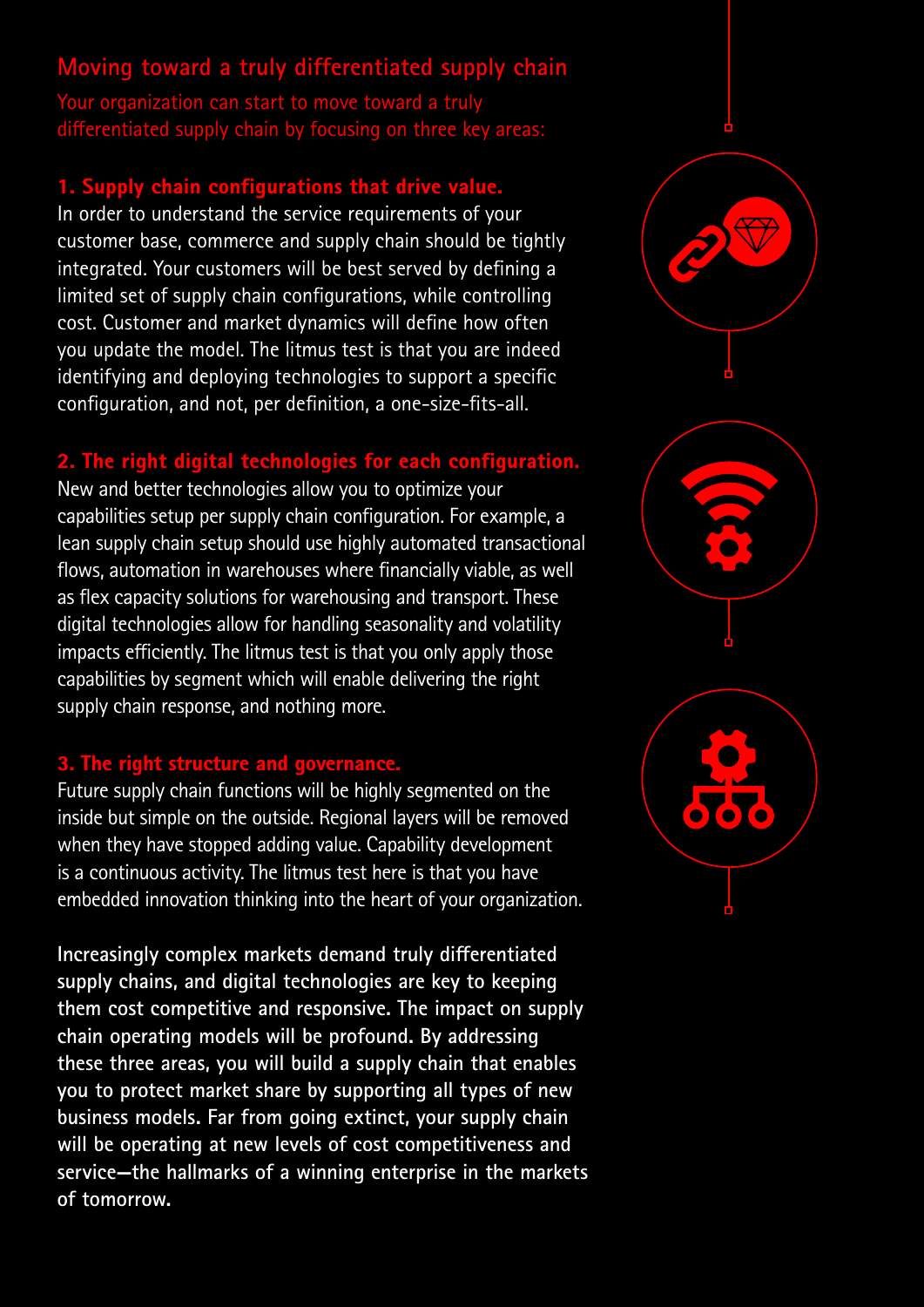## Moving toward a truly differentiated supply chain

Your organization can start to move toward a truly differentiated supply chain by focusing on three key areas:

**1. Supply chain configurations that drive value.**
In order to understand the service requirements of your customer base, commerce and supply chain should be tightly integrated. Your customers will be best served by defining a limited set of supply chain configurations, while controlling cost. Customer and market dynamics will define how often you update the model. The litmus test is that you are indeed identifying and deploying technologies to support a specific configuration, and not, per definition, a one-size-fits-all.

**2. The right digital technologies for each configuration.**
New and better technologies allow you to optimize your capabilities setup per supply chain configuration. For example, a lean supply chain setup should use highly automated transactional flows, automation in warehouses where financially viable, as well as flex capacity solutions for warehousing and transport. These digital technologies allow for handling seasonality and volatility impacts efficiently. The litmus test is that you only apply those capabilities by segment which will enable delivering the right supply chain response, and nothing more.

**3. The right structure and governance.**
Future supply chain functions will be highly segmented on the inside but simple on the outside. Regional layers will be removed when they have stopped adding value. Capability development is a continuous activity. The litmus test here is that you have embedded innovation thinking into the heart of your organization.

**Increasingly complex markets demand truly differentiated supply chains, and digital technologies are key to keeping them cost competitive and responsive. The impact on supply chain operating models will be profound. By addressing these three areas, you will build a supply chain that enables you to protect market share by supporting all types of new business models. Far from going extinct, your supply chain will be operating at new levels of cost competitiveness and service—the hallmarks of a winning enterprise in the markets of tomorrow.**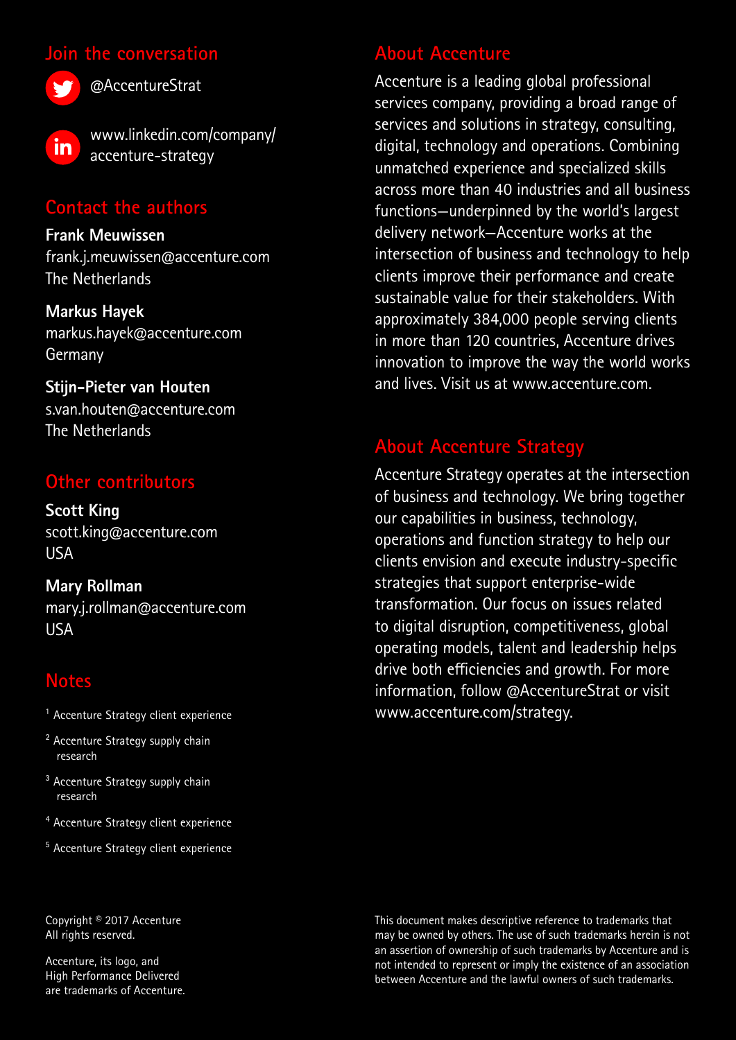## Join the conversation

@AccentureStrat

www.linkedin.com/company/accenture-strategy

## Contact the authors

**Frank Meuwissen**
frank.j.meuwissen@accenture.com
The Netherlands

**Markus Hayek**
markus.hayek@accenture.com
Germany

**Stijn-Pieter van Houten**
s.van.houten@accenture.com
The Netherlands

## Other contributors

**Scott King**
scott.king@accenture.com
USA

**Mary Rollman**
mary.j.rollman@accenture.com
USA

## Notes

[1] Accenture Strategy client experience

[2] Accenture Strategy supply chain research

[3] Accenture Strategy supply chain research

[4] Accenture Strategy client experience

[5] Accenture Strategy client experience

## About Accenture

Accenture is a leading global professional services company, providing a broad range of services and solutions in strategy, consulting, digital, technology and operations. Combining unmatched experience and specialized skills across more than 40 industries and all business functions—underpinned by the world's largest delivery network—Accenture works at the intersection of business and technology to help clients improve their performance and create sustainable value for their stakeholders. With approximately 384,000 people serving clients in more than 120 countries, Accenture drives innovation to improve the way the world works and lives. Visit us at www.accenture.com.

## About Accenture Strategy

Accenture Strategy operates at the intersection of business and technology. We bring together our capabilities in business, technology, operations and function strategy to help our clients envision and execute industry-specific strategies that support enterprise-wide transformation. Our focus on issues related to digital disruption, competitiveness, global operating models, talent and leadership helps drive both efficiencies and growth. For more information, follow @AccentureStrat or visit www.accenture.com/strategy.

Copyright © 2017 Accenture
All rights reserved.

Accenture, its logo, and High Performance Delivered are trademarks of Accenture.

This document makes descriptive reference to trademarks that may be owned by others. The use of such trademarks herein is not an assertion of ownership of such trademarks by Accenture and is not intended to represent or imply the existence of an association between Accenture and the lawful owners of such trademarks.